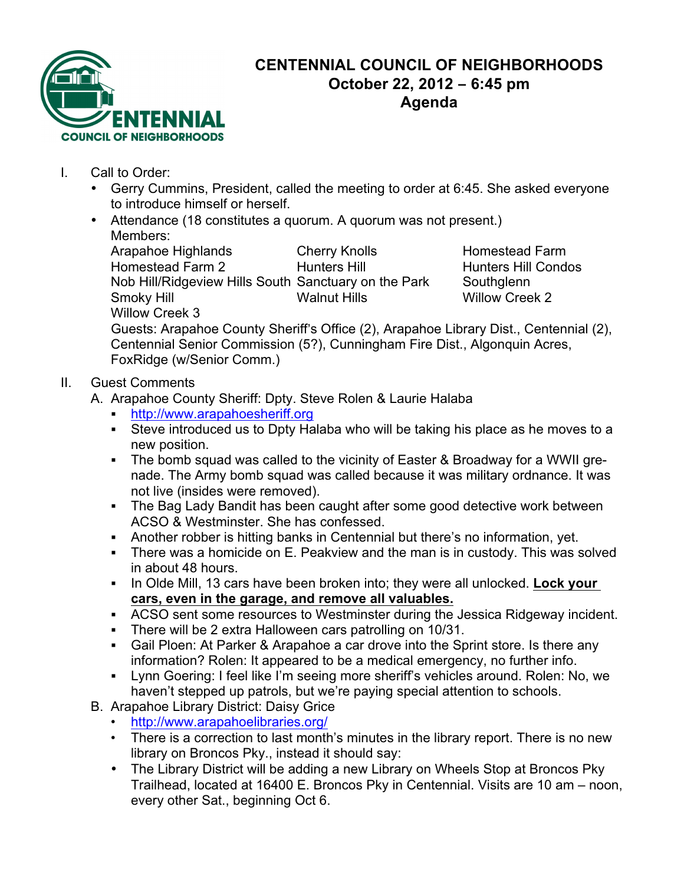# CENTENNIAL COUNCIL OF NEIGHBORHOODS
## October 22, 2012 – 6:45 pm
## Agenda

I. Call to Order:
- Gerry Cummins, President, called the meeting to order at 6:45. She asked everyone to introduce himself or herself.
- Attendance (18 constitutes a quorum. A quorum was not present.)
  Members:

| | | |
|---|---|---|
| Arapahoe Highlands | Cherry Knolls | Homestead Farm |
| Homestead Farm 2 | Hunters Hill | Hunters Hill Condos |
| Nob Hill/Ridgeview Hills South | Sanctuary on the Park | Southglenn |
| Smoky Hill | Walnut Hills | Willow Creek 2 |
| Willow Creek 3 | | |

  Guests: Arapahoe County Sheriff's Office (2), Arapahoe Library Dist., Centennial (2), Centennial Senior Commission (5?), Cunningham Fire Dist., Algonquin Acres, FoxRidge (w/Senior Comm.)

II. Guest Comments

A. Arapahoe County Sheriff: Dpty. Steve Rolen & Laurie Halaba
- http://www.arapahoesheriff.org
- Steve introduced us to Dpty Halaba who will be taking his place as he moves to a new position.
- The bomb squad was called to the vicinity of Easter & Broadway for a WWII grenade. The Army bomb squad was called because it was military ordnance. It was not live (insides were removed).
- The Bag Lady Bandit has been caught after some good detective work between ACSO & Westminster. She has confessed.
- Another robber is hitting banks in Centennial but there's no information, yet.
- There was a homicide on E. Peakview and the man is in custody. This was solved in about 48 hours.
- In Olde Mill, 13 cars have been broken into; they were all unlocked. **Lock your cars, even in the garage, and remove all valuables.**
- ACSO sent some resources to Westminster during the Jessica Ridgeway incident.
- There will be 2 extra Halloween cars patrolling on 10/31.
- Gail Ploen: At Parker & Arapahoe a car drove into the Sprint store. Is there any information? Rolen: It appeared to be a medical emergency, no further info.
- Lynn Goering: I feel like I'm seeing more sheriff's vehicles around. Rolen: No, we haven't stepped up patrols, but we're paying special attention to schools.

B. Arapahoe Library District: Daisy Grice
- http://www.arapahoelibraries.org/
- There is a correction to last month's minutes in the library report. There is no new library on Broncos Pky., instead it should say:
- The Library District will be adding a new Library on Wheels Stop at Broncos Pky Trailhead, located at 16400 E. Broncos Pky in Centennial. Visits are 10 am – noon, every other Sat., beginning Oct 6.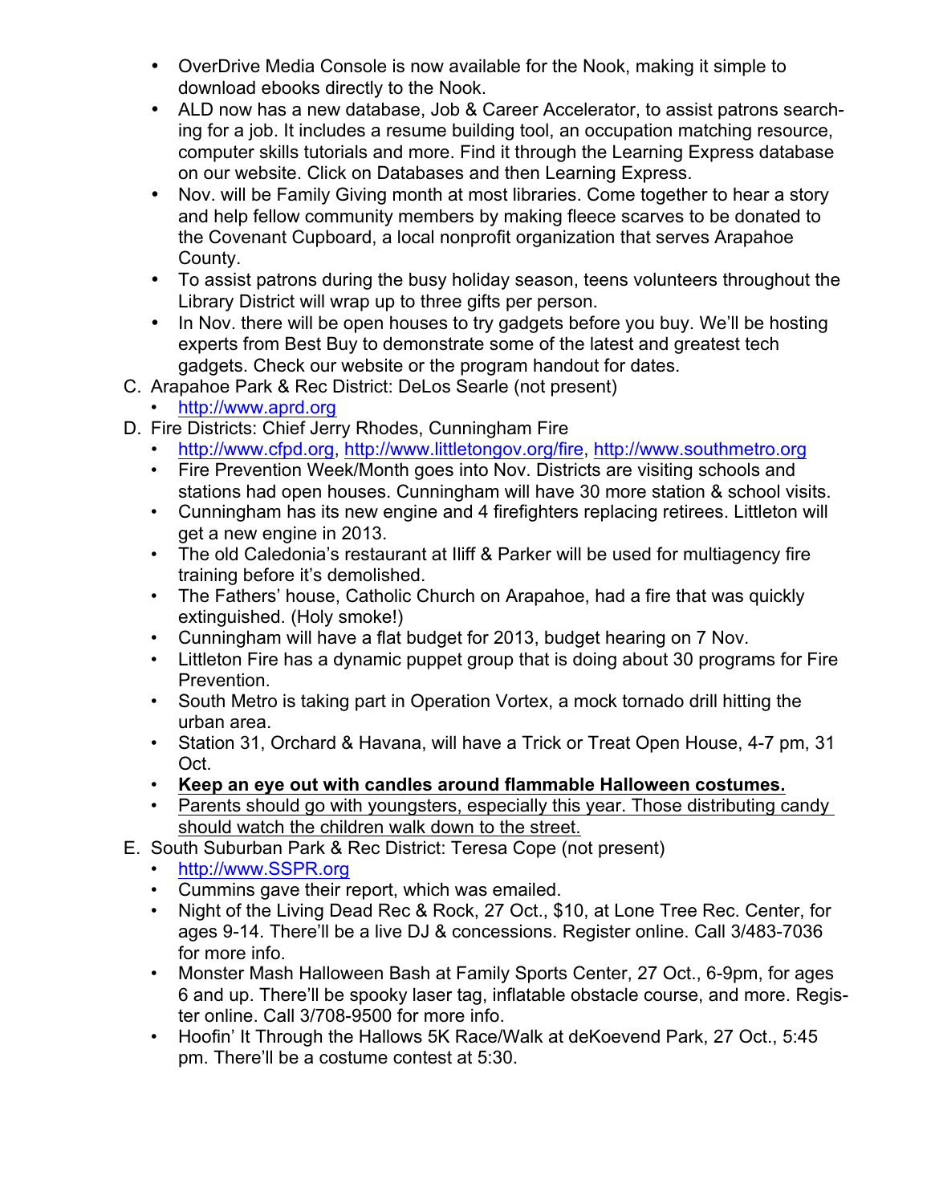- OverDrive Media Console is now available for the Nook, making it simple to download ebooks directly to the Nook.
- ALD now has a new database, Job & Career Accelerator, to assist patrons searching for a job. It includes a resume building tool, an occupation matching resource, computer skills tutorials and more. Find it through the Learning Express database on our website. Click on Databases and then Learning Express.
- Nov. will be Family Giving month at most libraries. Come together to hear a story and help fellow community members by making fleece scarves to be donated to the Covenant Cupboard, a local nonprofit organization that serves Arapahoe County.
- To assist patrons during the busy holiday season, teens volunteers throughout the Library District will wrap up to three gifts per person.
- In Nov. there will be open houses to try gadgets before you buy. We'll be hosting experts from Best Buy to demonstrate some of the latest and greatest tech gadgets. Check our website or the program handout for dates.

C. Arapahoe Park & Rec District: DeLos Searle (not present)
   - http://www.aprd.org

D. Fire Districts: Chief Jerry Rhodes, Cunningham Fire
   - http://www.cfpd.org, http://www.littletongov.org/fire, http://www.southmetro.org
   - Fire Prevention Week/Month goes into Nov. Districts are visiting schools and stations had open houses. Cunningham will have 30 more station & school visits.
   - Cunningham has its new engine and 4 firefighters replacing retirees. Littleton will get a new engine in 2013.
   - The old Caledonia's restaurant at Iliff & Parker will be used for multiagency fire training before it's demolished.
   - The Fathers' house, Catholic Church on Arapahoe, had a fire that was quickly extinguished. (Holy smoke!)
   - Cunningham will have a flat budget for 2013, budget hearing on 7 Nov.
   - Littleton Fire has a dynamic puppet group that is doing about 30 programs for Fire Prevention.
   - South Metro is taking part in Operation Vortex, a mock tornado drill hitting the urban area.
   - Station 31, Orchard & Havana, will have a Trick or Treat Open House, 4-7 pm, 31 Oct.
   - **Keep an eye out with candles around flammable Halloween costumes.**
   - Parents should go with youngsters, especially this year. Those distributing candy should watch the children walk down to the street.

E. South Suburban Park & Rec District: Teresa Cope (not present)
   - http://www.SSPR.org
   - Cummins gave their report, which was emailed.
   - Night of the Living Dead Rec & Rock, 27 Oct., $10, at Lone Tree Rec. Center, for ages 9-14. There'll be a live DJ & concessions. Register online. Call 3/483-7036 for more info.
   - Monster Mash Halloween Bash at Family Sports Center, 27 Oct., 6-9pm, for ages 6 and up. There'll be spooky laser tag, inflatable obstacle course, and more. Register online. Call 3/708-9500 for more info.
   - Hoofin' It Through the Hallows 5K Race/Walk at deKoevend Park, 27 Oct., 5:45 pm. There'll be a costume contest at 5:30.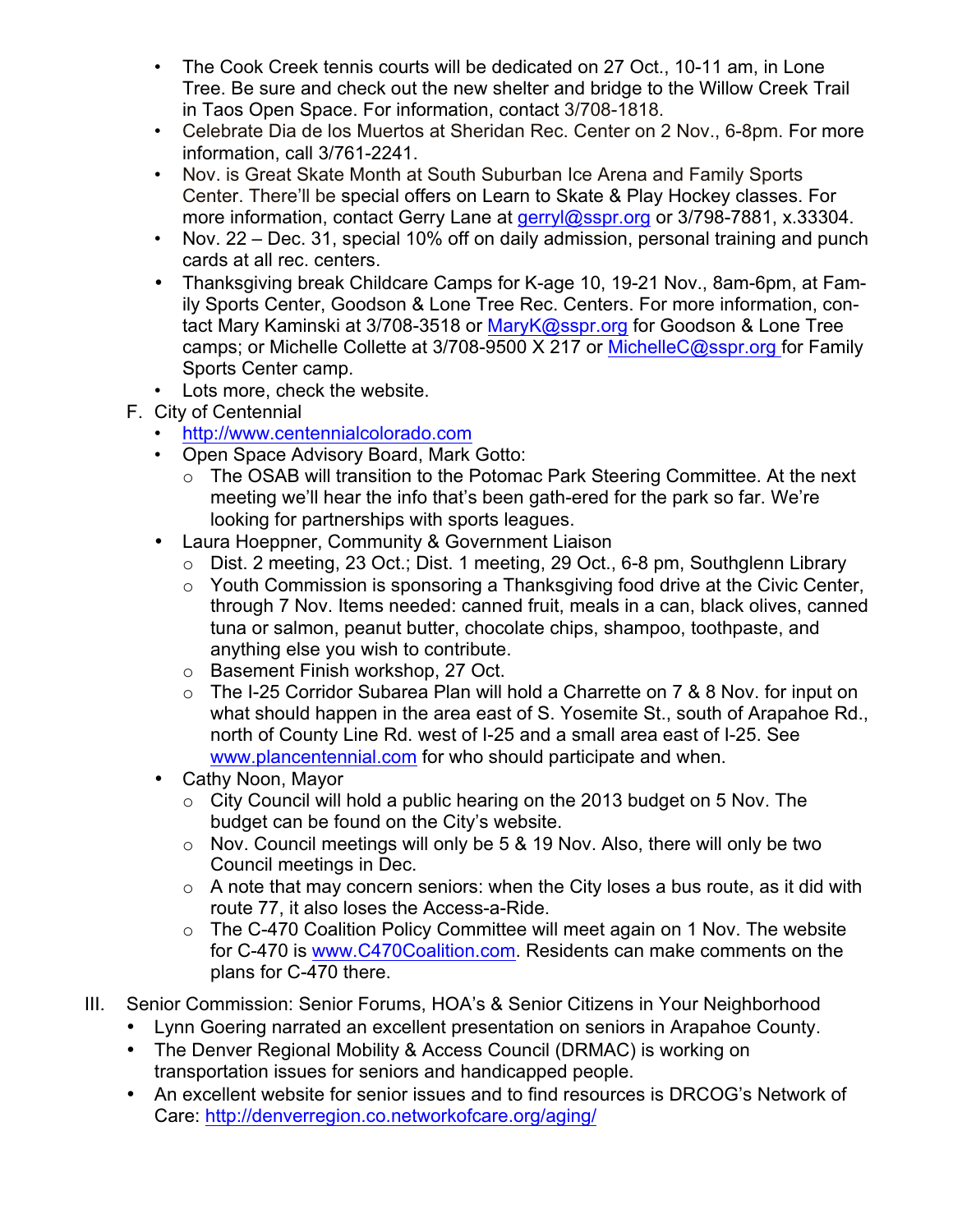- The Cook Creek tennis courts will be dedicated on 27 Oct., 10-11 am, in Lone Tree. Be sure and check out the new shelter and bridge to the Willow Creek Trail in Taos Open Space. For information, contact 3/708-1818.
- Celebrate Dia de los Muertos at Sheridan Rec. Center on 2 Nov., 6-8pm. For more information, call 3/761-2241.
- Nov. is Great Skate Month at South Suburban Ice Arena and Family Sports Center. There'll be special offers on Learn to Skate & Play Hockey classes. For more information, contact Gerry Lane at gerryl@sspr.org or 3/798-7881, x.33304.
- Nov. 22 – Dec. 31, special 10% off on daily admission, personal training and punch cards at all rec. centers.
- Thanksgiving break Childcare Camps for K-age 10, 19-21 Nov., 8am-6pm, at Family Sports Center, Goodson & Lone Tree Rec. Centers. For more information, contact Mary Kaminski at 3/708-3518 or MaryK@sspr.org for Goodson & Lone Tree camps; or Michelle Collette at 3/708-9500 X 217 or MichelleC@sspr.org for Family Sports Center camp.
- Lots more, check the website.

F. City of Centennial
- http://www.centennialcolorado.com
- Open Space Advisory Board, Mark Gotto:
  - The OSAB will transition to the Potomac Park Steering Committee. At the next meeting we'll hear the info that's been gath-ered for the park so far. We're looking for partnerships with sports leagues.
- Laura Hoeppner, Community & Government Liaison
  - Dist. 2 meeting, 23 Oct.; Dist. 1 meeting, 29 Oct., 6-8 pm, Southglenn Library
  - Youth Commission is sponsoring a Thanksgiving food drive at the Civic Center, through 7 Nov. Items needed: canned fruit, meals in a can, black olives, canned tuna or salmon, peanut butter, chocolate chips, shampoo, toothpaste, and anything else you wish to contribute.
  - Basement Finish workshop, 27 Oct.
  - The I-25 Corridor Subarea Plan will hold a Charrette on 7 & 8 Nov. for input on what should happen in the area east of S. Yosemite St., south of Arapahoe Rd., north of County Line Rd. west of I-25 and a small area east of I-25. See www.plancentennial.com for who should participate and when.
- Cathy Noon, Mayor
  - City Council will hold a public hearing on the 2013 budget on 5 Nov. The budget can be found on the City's website.
  - Nov. Council meetings will only be 5 & 19 Nov. Also, there will only be two Council meetings in Dec.
  - A note that may concern seniors: when the City loses a bus route, as it did with route 77, it also loses the Access-a-Ride.
  - The C-470 Coalition Policy Committee will meet again on 1 Nov. The website for C-470 is www.C470Coalition.com. Residents can make comments on the plans for C-470 there.

III. Senior Commission: Senior Forums, HOA's & Senior Citizens in Your Neighborhood
- Lynn Goering narrated an excellent presentation on seniors in Arapahoe County.
- The Denver Regional Mobility & Access Council (DRMAC) is working on transportation issues for seniors and handicapped people.
- An excellent website for senior issues and to find resources is DRCOG's Network of Care: http://denverregion.co.networkofcare.org/aging/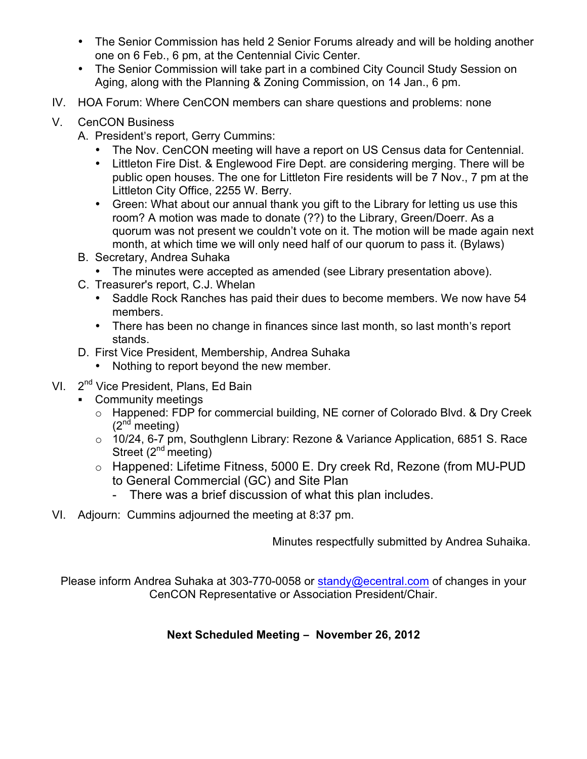- The Senior Commission has held 2 Senior Forums already and will be holding another one on 6 Feb., 6 pm, at the Centennial Civic Center.
- The Senior Commission will take part in a combined City Council Study Session on Aging, along with the Planning & Zoning Commission, on 14 Jan., 6 pm.

IV. HOA Forum: Where CenCON members can share questions and problems: none

V. CenCON Business

A. President's report, Gerry Cummins:

- The Nov. CenCON meeting will have a report on US Census data for Centennial.
- Littleton Fire Dist. & Englewood Fire Dept. are considering merging. There will be public open houses. The one for Littleton Fire residents will be 7 Nov., 7 pm at the Littleton City Office, 2255 W. Berry.
- Green: What about our annual thank you gift to the Library for letting us use this room? A motion was made to donate (??) to the Library, Green/Doerr. As a quorum was not present we couldn't vote on it. The motion will be made again next month, at which time we will only need half of our quorum to pass it. (Bylaws)

B. Secretary, Andrea Suhaka

- The minutes were accepted as amended (see Library presentation above).

C. Treasurer's report, C.J. Whelan

- Saddle Rock Ranches has paid their dues to become members. We now have 54 members.
- There has been no change in finances since last month, so last month's report stands.

D. First Vice President, Membership, Andrea Suhaka

- Nothing to report beyond the new member.

VI. 2nd Vice President, Plans, Ed Bain

- Community meetings
  - Happened: FDP for commercial building, NE corner of Colorado Blvd. & Dry Creek (2nd meeting)
  - 10/24, 6-7 pm, Southglenn Library: Rezone & Variance Application, 6851 S. Race Street (2nd meeting)
  - Happened: Lifetime Fitness, 5000 E. Dry creek Rd, Rezone (from MU-PUD to General Commercial (GC) and Site Plan
    - There was a brief discussion of what this plan includes.

VI. Adjourn: Cummins adjourned the meeting at 8:37 pm.

Minutes respectfully submitted by Andrea Suhaika.

Please inform Andrea Suhaka at 303-770-0058 or standy@ecentral.com of changes in your CenCON Representative or Association President/Chair.

**Next Scheduled Meeting – November 26, 2012**